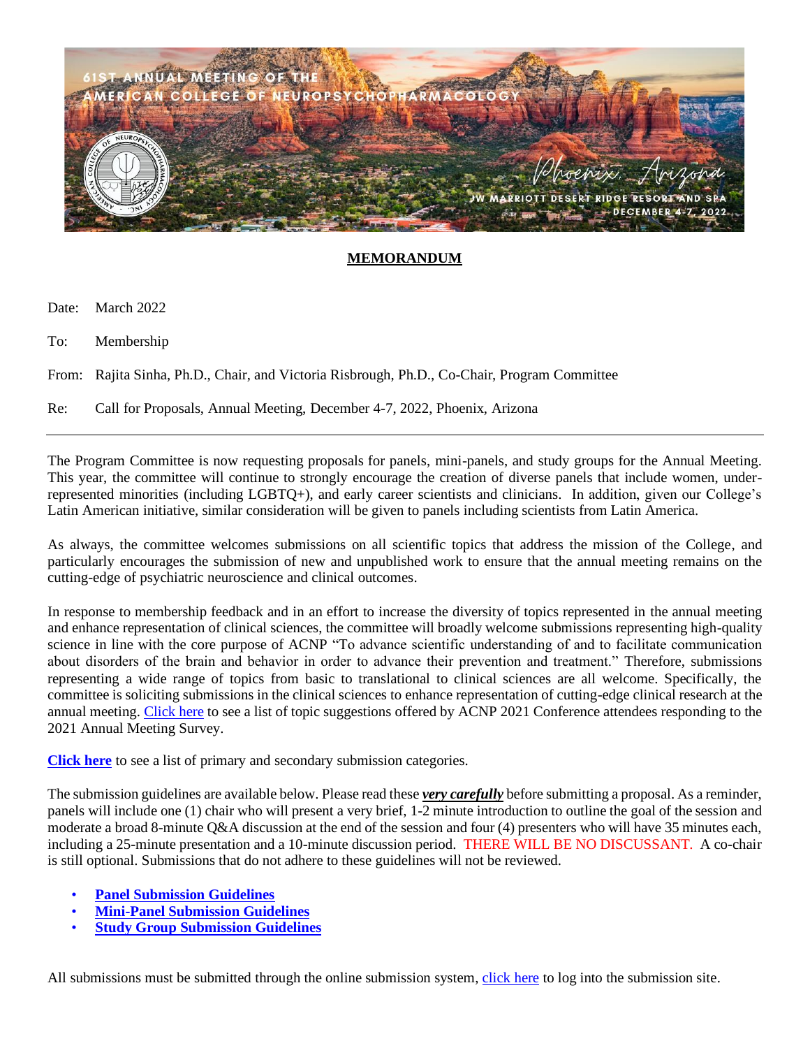61ST ANNUAL MEETING OF THE AMERICAN COLLEGE OF NEUROPSYCHOPHARMACOLOGY

Phoenix, Arizona

JW MARRIOTT DESERT RIDGE RESORT AND SPA

DECEMBER 4-7, 2022

**MEMORANDUM**

Date: March 2022

To: Membership

From: Rajita Sinha, Ph.D., Chair, and Victoria Risbrough, Ph.D., Co-Chair, Program Committee

Re: Call for Proposals, Annual Meeting, December 4-7, 2022, Phoenix, Arizona

---

The Program Committee is now requesting proposals for panels, mini-panels, and study groups for the Annual Meeting. This year, the committee will continue to strongly encourage the creation of diverse panels that include women, under-represented minorities (including LGBTQ+), and early career scientists and clinicians. In addition, given our College's Latin American initiative, similar consideration will be given to panels including scientists from Latin America.

As always, the committee welcomes submissions on all scientific topics that address the mission of the College, and particularly encourages the submission of new and unpublished work to ensure that the annual meeting remains on the cutting-edge of psychiatric neuroscience and clinical outcomes.

In response to membership feedback and in an effort to increase the diversity of topics represented in the annual meeting and enhance representation of clinical sciences, the committee will broadly welcome submissions representing high-quality science in line with the core purpose of ACNP "To advance scientific understanding of and to facilitate communication about disorders of the brain and behavior in order to advance their prevention and treatment." Therefore, submissions representing a wide range of topics from basic to translational to clinical sciences are all welcome. Specifically, the committee is soliciting submissions in the clinical sciences to enhance representation of cutting-edge clinical research at the annual meeting. Click here to see a list of topic suggestions offered by ACNP 2021 Conference attendees responding to the 2021 Annual Meeting Survey.

**Click here** to see a list of primary and secondary submission categories.

The submission guidelines are available below. Please read these ***very carefully*** before submitting a proposal. As a reminder, panels will include one (1) chair who will present a very brief, 1-2 minute introduction to outline the goal of the session and moderate a broad 8-minute Q&A discussion at the end of the session and four (4) presenters who will have 35 minutes each, including a 25-minute presentation and a 10-minute discussion period. THERE WILL BE NO DISCUSSANT. A co-chair is still optional. Submissions that do not adhere to these guidelines will not be reviewed.

- **Panel Submission Guidelines**
- **Mini-Panel Submission Guidelines**
- **Study Group Submission Guidelines**

All submissions must be submitted through the online submission system, click here to log into the submission site.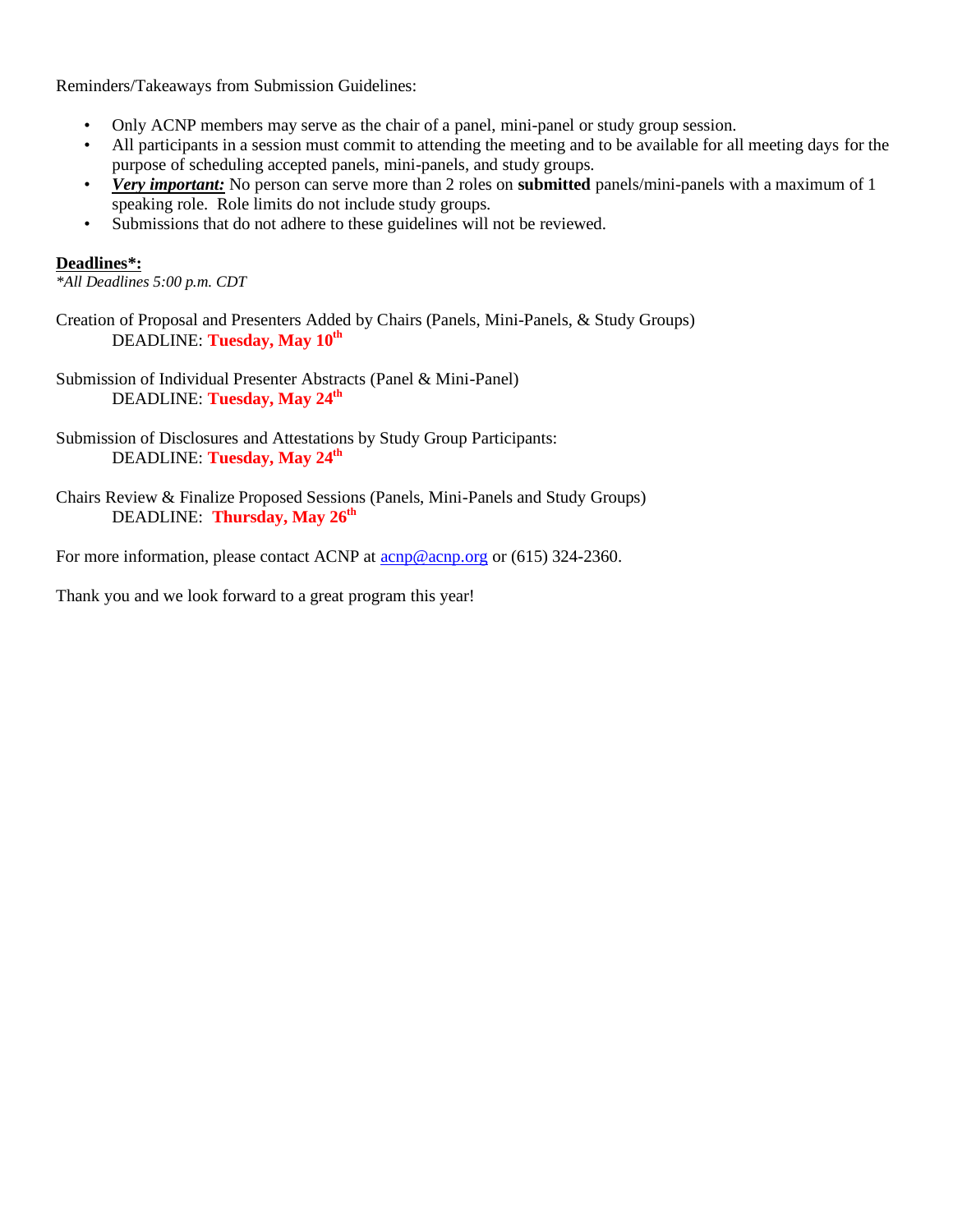Reminders/Takeaways from Submission Guidelines:

- Only ACNP members may serve as the chair of a panel, mini-panel or study group session.
- All participants in a session must commit to attending the meeting and to be available for all meeting days for the purpose of scheduling accepted panels, mini-panels, and study groups.
- ***Very important:*** No person can serve more than 2 roles on **submitted** panels/mini-panels with a maximum of 1 speaking role. Role limits do not include study groups.
- Submissions that do not adhere to these guidelines will not be reviewed.

**Deadlines*:**

*\*All Deadlines 5:00 p.m. CDT*

Creation of Proposal and Presenters Added by Chairs (Panels, Mini-Panels, & Study Groups)
DEADLINE: **Tuesday, May 10th**

Submission of Individual Presenter Abstracts (Panel & Mini-Panel)
DEADLINE: **Tuesday, May 24th**

Submission of Disclosures and Attestations by Study Group Participants:
DEADLINE: **Tuesday, May 24th**

Chairs Review & Finalize Proposed Sessions (Panels, Mini-Panels and Study Groups)
DEADLINE: **Thursday, May 26th**

For more information, please contact ACNP at acnp@acnp.org or (615) 324-2360.

Thank you and we look forward to a great program this year!